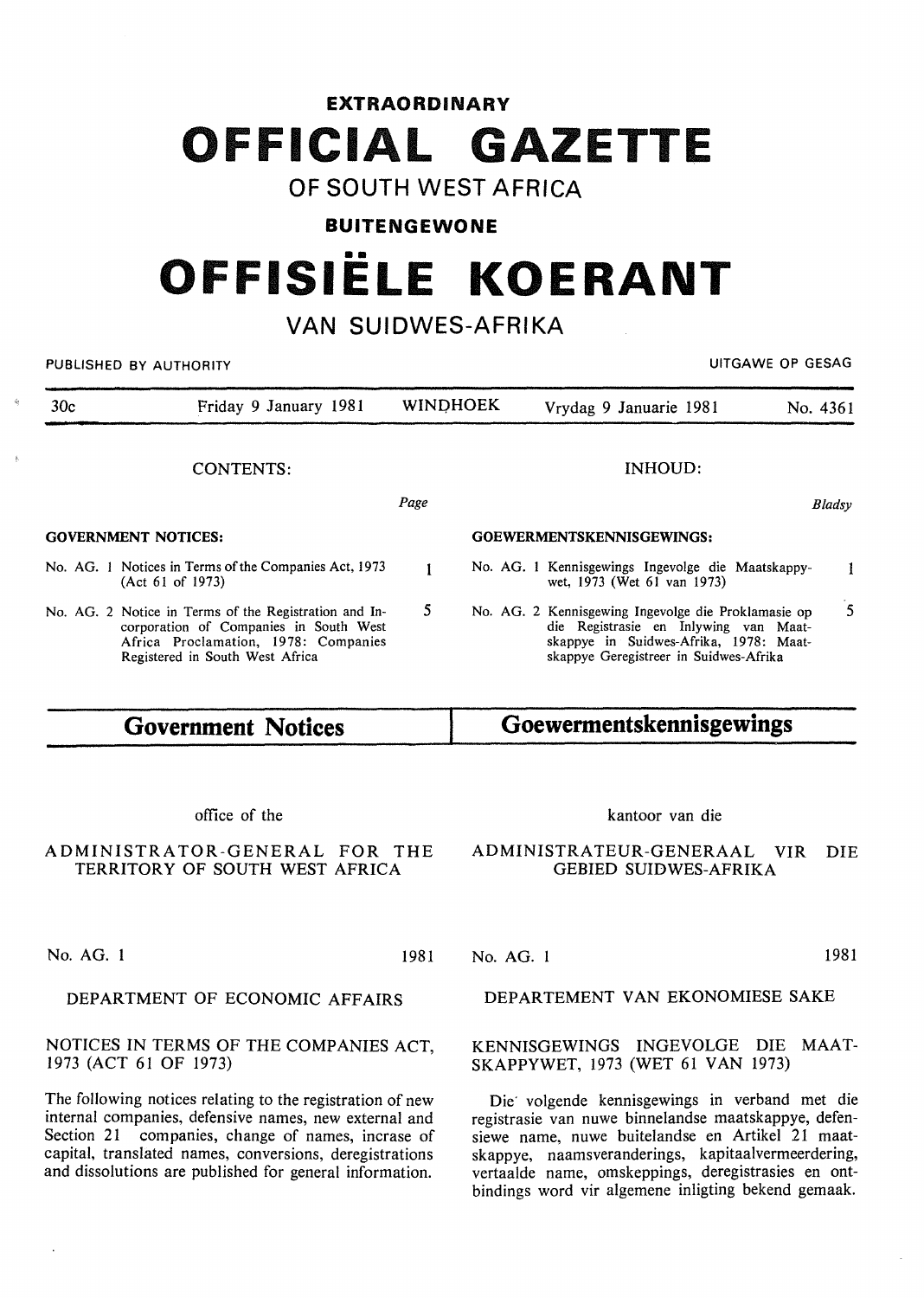**EXTRAORDINARY**

# OFFICIAL GAZETTE

## OF SOUTH WEST AFRICA

**BUITENGEWONE**

# OFFISIËLE KOERANT

## VAN SUIDWES-AFRIKA

PUBLISHED BY AUTHORITY — UITGAWE OP GESAG

| 30c | Friday 9 January 1981 | WINDHOEK | Vrydag 9 Januarie 1981 | No. 4361 |
|---|---|---|---|---|

CONTENTS:

| | Page |
|---|---|
| **GOVERNMENT NOTICES:** | |
| No. AG. 1 Notices in Terms of the Companies Act, 1973 (Act 61 of 1973) | 1 |
| No. AG. 2 Notice in Terms of the Registration and Incorporation of Companies in South West Africa Proclamation, 1978: Companies Registered in South West Africa | 5 |

INHOUD:

| | Bladsy |
|---|---|
| **GOEWERMENTSKENNISGEWINGS:** | |
| No. AG. 1 Kennisgewings Ingevolge die Maatskappywet, 1973 (Wet 61 van 1973) | 1 |
| No. AG. 2 Kennisgewing Ingevolge die Proklamasie op die Registrasie en Inlywing van Maatskappye in Suidwes-Afrika, 1978: Maatskappye Geregistreer in Suidwes-Afrika | 5 |

# Government Notices

office of the

ADMINISTRATOR-GENERAL FOR THE TERRITORY OF SOUTH WEST AFRICA

No. AG. 1 1981

DEPARTMENT OF ECONOMIC AFFAIRS

NOTICES IN TERMS OF THE COMPANIES ACT, 1973 (ACT 61 OF 1973)

The following notices relating to the registration of new internal companies, defensive names, new external and Section 21 companies, change of names, incrase of capital, translated names, conversions, deregistrations and dissolutions are published for general information.

# Goewermentskennisgewings

kantoor van die

ADMINISTRATEUR-GENERAAL VIR DIE GEBIED SUIDWES-AFRIKA

No. AG. 1 1981

DEPARTEMENT VAN EKONOMIESE SAKE

KENNISGEWINGS INGEVOLGE DIE MAATSKAPPYWET, 1973 (WET 61 VAN 1973)

Die volgende kennisgewings in verband met die registrasie van nuwe binnelandse maatskappye, defensiewe name, nuwe buitelandse en Artikel 21 maatskappye, naamsveranderings, kapitaalvermeerdering, vertaalde name, omskeppings, deregistrasies en ontbindings word vir algemene inligting bekend gemaak.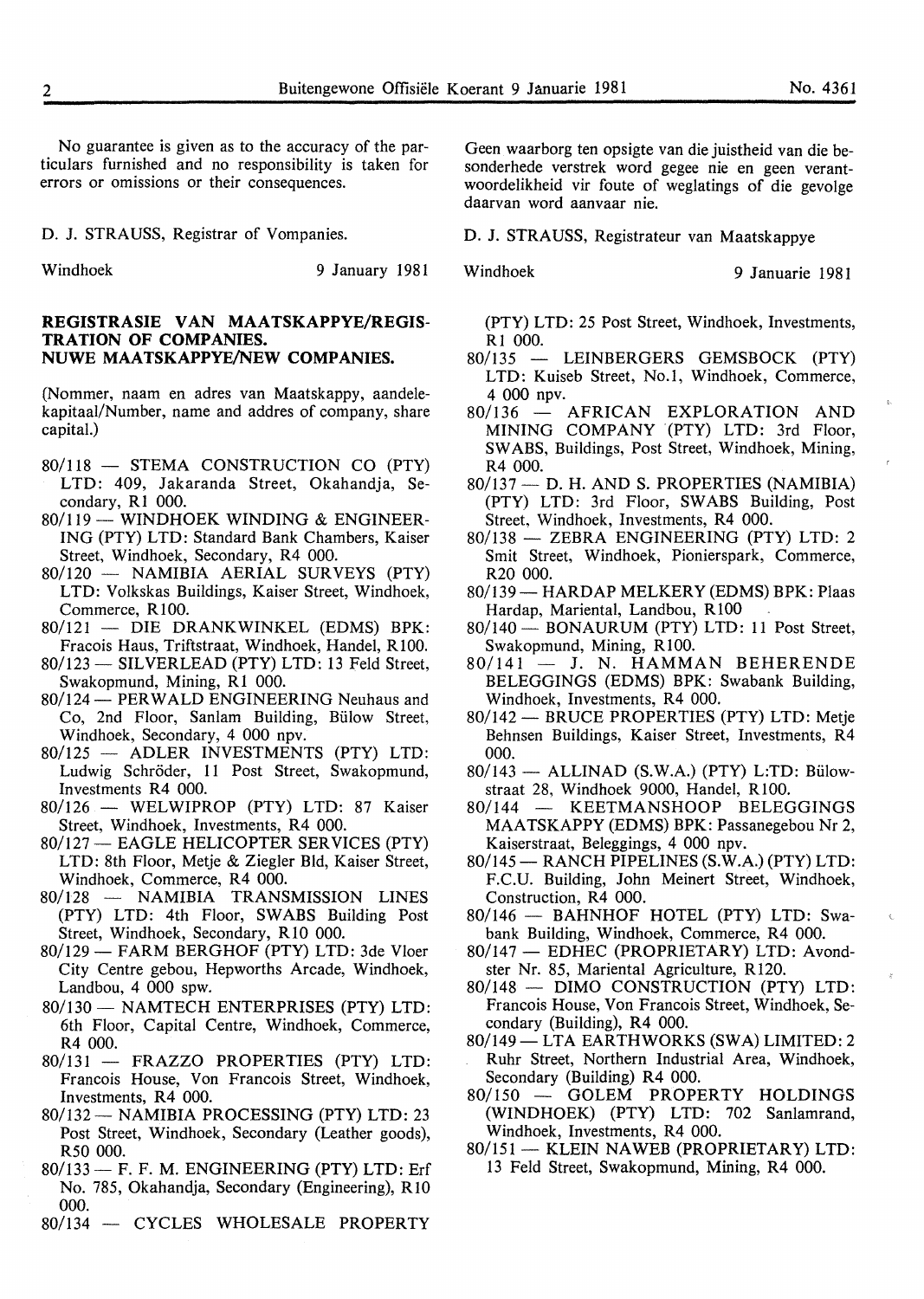No guarantee is given as to the accuracy of the particulars furnished and no responsibility is taken for errors or omissions or their consequences.

D. J. STRAUSS, Registrar of Vompanies.

Windhoek 9 January 1981

Geen waarborg ten opsigte van die juistheid van die besonderhede verstrek word gegee nie en geen verantwoordelikheid vir foute of weglatings of die gevolge daarvan word aanvaar nie.

D. J. STRAUSS, Registrateur van Maatskappye

Windhoek 9 Januarie 1981

**REGISTRASIE VAN MAATSKAPPYE/REGISTRATION OF COMPANIES.**
**NUWE MAATSKAPPYE/NEW COMPANIES.**

(Nommer, naam en adres van Maatskappy, aandelekapitaal/Number, name and addres of company, share capital.)

- 80/118 — STEMA CONSTRUCTION CO (PTY) LTD: 409, Jakaranda Street, Okahandja, Secondary, R1 000.
- 80/119 — WINDHOEK WINDING & ENGINEERING (PTY) LTD: Standard Bank Chambers, Kaiser Street, Windhoek, Secondary, R4 000.
- 80/120 — NAMIBIA AERIAL SURVEYS (PTY) LTD: Volkskas Buildings, Kaiser Street, Windhoek, Commerce, R100.
- 80/121 — DIE DRANKWINKEL (EDMS) BPK: Fracois Haus, Triftstraat, Windhoek, Handel, R100.
- 80/123 — SILVERLEAD (PTY) LTD: 13 Feld Street, Swakopmund, Mining, R1 000.
- 80/124 — PERWALD ENGINEERING Neuhaus and Co, 2nd Floor, Sanlam Building, Bülow Street, Windhoek, Secondary, 4 000 npv.
- 80/125 — ADLER INVESTMENTS (PTY) LTD: Ludwig Schröder, 11 Post Street, Swakopmund, Investments R4 000.
- 80/126 — WELWIPROP (PTY) LTD: 87 Kaiser Street, Windhoek, Investments, R4 000.
- 80/127 — EAGLE HELICOPTER SERVICES (PTY) LTD: 8th Floor, Metje & Ziegler Bld, Kaiser Street, Windhoek, Commerce, R4 000.
- 80/128 — NAMIBIA TRANSMISSION LINES (PTY) LTD: 4th Floor, SWABS Building Post Street, Windhoek, Secondary, R10 000.
- 80/129 — FARM BERGHOF (PTY) LTD: 3de Vloer City Centre gebou, Hepworths Arcade, Windhoek, Landbou, 4 000 spw.
- 80/130 — NAMTECH ENTERPRISES (PTY) LTD: 6th Floor, Capital Centre, Windhoek, Commerce, R4 000.
- 80/131 — FRAZZO PROPERTIES (PTY) LTD: Francois House, Von Francois Street, Windhoek, Investments, R4 000.
- 80/132 — NAMIBIA PROCESSING (PTY) LTD: 23 Post Street, Windhoek, Secondary (Leather goods), R50 000.
- 80/133 — F. F. M. ENGINEERING (PTY) LTD: Erf No. 785, Okahandja, Secondary (Engineering), R10 000.
- 80/134 — CYCLES WHOLESALE PROPERTY (PTY) LTD: 25 Post Street, Windhoek, Investments, R1 000.
- 80/135 — LEINBERGERS GEMSBOCK (PTY) LTD: Kuiseb Street, No.1, Windhoek, Commerce, 4 000 npv.
- 80/136 — AFRICAN EXPLORATION AND MINING COMPANY (PTY) LTD: 3rd Floor, SWABS, Buildings, Post Street, Windhoek, Mining, R4 000.
- 80/137 — D. H. AND S. PROPERTIES (NAMIBIA) (PTY) LTD: 3rd Floor, SWABS Building, Post Street, Windhoek, Investments, R4 000.
- 80/138 — ZEBRA ENGINEERING (PTY) LTD: 2 Smit Street, Windhoek, Pionierspark, Commerce, R20 000.
- 80/139 — HARDAP MELKERY (EDMS) BPK: Plaas Hardap, Mariental, Landbou, R100
- 80/140 — BONAURUM (PTY) LTD: 11 Post Street, Swakopmund, Mining, R100.
- 80/141 — J. N. HAMMAN BEHERENDE BELEGGINGS (EDMS) BPK: Swabank Building, Windhoek, Investments, R4 000.
- 80/142 — BRUCE PROPERTIES (PTY) LTD: Metje Behnsen Buildings, Kaiser Street, Investments, R4 000.
- 80/143 — ALLINAD (S.W.A.) (PTY) L:TD: Bülowstraat 28, Windhoek 9000, Handel, R100.
- 80/144 — KEETMANSHOOP BELEGGINGS MAATSKAPPY (EDMS) BPK: Passanegebou Nr 2, Kaiserstraat, Beleggings, 4 000 npv.
- 80/145 — RANCH PIPELINES (S.W.A.) (PTY) LTD: F.C.U. Building, John Meinert Street, Windhoek, Construction, R4 000.
- 80/146 — BAHNHOF HOTEL (PTY) LTD: Swabank Building, Windhoek, Commerce, R4 000.
- 80/147 — EDHEC (PROPRIETARY) LTD: Avondster Nr. 85, Mariental Agriculture, R120.
- 80/148 — DIMO CONSTRUCTION (PTY) LTD: Francois House, Von Francois Street, Windhoek, Secondary (Building), R4 000.
- 80/149 — LTA EARTHWORKS (SWA) LIMITED: 2 Ruhr Street, Northern Industrial Area, Windhoek, Secondary (Building) R4 000.
- 80/150 — GOLEM PROPERTY HOLDINGS (WINDHOEK) (PTY) LTD: 702 Sanlamrand, Windhoek, Investments, R4 000.
- 80/151 — KLEIN NAWEB (PROPRIETARY) LTD: 13 Feld Street, Swakopmund, Mining, R4 000.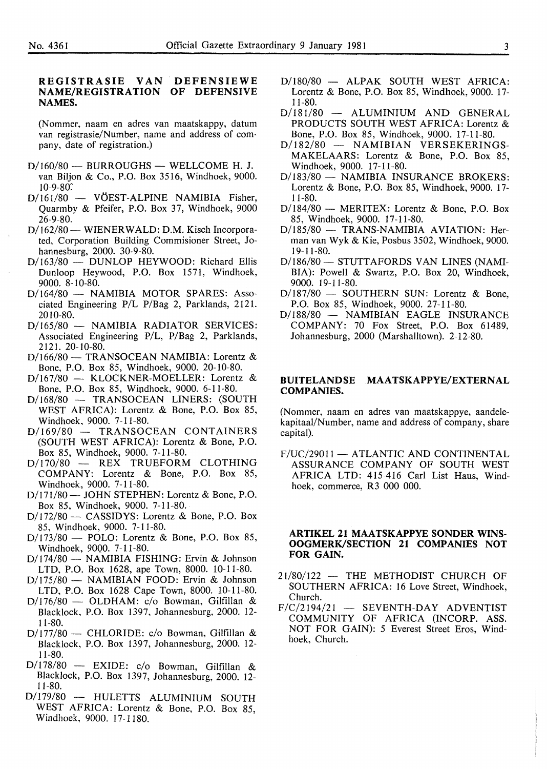## REGISTRASIE VAN DEFENSIEWE NAME/REGISTRATION OF DEFENSIVE NAMES.

(Nommer, naam en adres van maatskappy, datum van registrasie/Number, name and address of company, date of registration.)

- D/160/80 — BURROUGHS — WELLCOME H. J. van Biljon & Co., P.O. Box 3516, Windhoek, 9000. 10-9-80.
- D/161/80 — VÖEST-ALPINE NAMIBIA Fisher, Quarmby & Pfeifer, P.O. Box 37, Windhoek, 9000 26-9-80.
- D/162/80 — WIENERWALD: D.M. Kisch Incorporated, Corporation Building Commisioner Street, Johannesburg, 2000. 30-9-80.
- D/163/80 — DUNLOP HEYWOOD: Richard Ellis Dunloop Heywood, P.O. Box 1571, Windhoek, 9000. 8-10-80.
- D/164/80 — NAMIBIA MOTOR SPARES: Associated Engineering P/L P/Bag 2, Parklands, 2121. 2010-80.
- D/165/80 — NAMIBIA RADIATOR SERVICES: Associated Engineering P/L, P/Bag 2, Parklands, 2121. 20-10-80.
- D/166/80 — TRANSOCEAN NAMIBIA: Lorentz & Bone, P.O. Box 85, Windhoek, 9000. 20-10-80.
- D/167/80 — KLOCKNER-MOELLER: Lorentz & Bone, P.O. Box 85, Windhoek, 9000. 6-11-80.
- D/168/80 — TRANSOCEAN LINERS: (SOUTH WEST AFRICA): Lorentz & Bone, P.O. Box 85, Windhoek, 9000. 7-11-80.
- D/169/80 — TRANSOCEAN CONTAINERS (SOUTH WEST AFRICA): Lorentz & Bone, P.O. Box 85, Windhoek, 9000. 7-11-80.
- D/170/80 — REX TRUEFORM CLOTHING COMPANY: Lorentz & Bone, P.O. Box 85, Windhoek, 9000. 7-11-80.
- D/171/80 — JOHN STEPHEN: Lorentz & Bone, P.O. Box 85, Windhoek, 9000. 7-11-80.
- D/172/80 — CASSIDYS: Lorentz & Bone, P.O. Box 85, Windhoek, 9000. 7-11-80.
- D/173/80 — POLO: Lorentz & Bone, P.O. Box 85, Windhoek, 9000. 7-11-80.
- D/174/80 — NAMIBIA FISHING: Ervin & Johnson LTD, P.O. Box 1628, ape Town, 8000. 10-11-80.
- D/175/80 — NAMIBIAN FOOD: Ervin & Johnson LTD, P.O. Box 1628 Cape Town, 8000. 10-11-80.
- D/176/80 — OLDHAM: c/o Bowman, Gilfillan & Blacklock, P.O. Box 1397, Johannesburg, 2000. 12-11-80.
- D/177/80 — CHLORIDE: c/o Bowman, Gilfillan & Blacklock, P.O. Box 1397, Johannesburg, 2000. 12-11-80.
- D/178/80 — EXIDE: c/o Bowman, Gilfillan & Blacklock, P.O. Box 1397, Johannesburg, 2000. 12-11-80.
- D/179/80 — HULETTS ALUMINIUM SOUTH WEST AFRICA: Lorentz & Bone, P.O. Box 85, Windhoek, 9000. 17-1180.
- D/180/80 — ALPAK SOUTH WEST AFRICA: Lorentz & Bone, P.O. Box 85, Windhoek, 9000. 17-11-80.
- D/181/80 — ALUMINIUM AND GENERAL PRODUCTS SOUTH WEST AFRICA: Lorentz & Bone, P.O. Box 85, Windhoek, 9000. 17-11-80.
- D/182/80 — NAMIBIAN VERSEKERINGS-MAKELAARS: Lorentz & Bone, P.O. Box 85, Windhoek, 9000. 17-11-80.
- D/183/80 — NAMIBIA INSURANCE BROKERS: Lorentz & Bone, P.O. Box 85, Windhoek, 9000. 17-11-80.
- D/184/80 — MERITEX: Lorentz & Bone, P.O. Box 85, Windhoek, 9000. 17-11-80.
- D/185/80 — TRANS-NAMIBIA AVIATION: Herman van Wyk & Kie, Posbus 3502, Windhoek, 9000. 19-11-80.
- D/186/80 — STUTTAFORDS VAN LINES (NAMIBIA): Powell & Swartz, P.O. Box 20, Windhoek, 9000. 19-11-80.
- D/187/80 — SOUTHERN SUN: Lorentz & Bone, P.O. Box 85, Windhoek, 9000. 27-11-80.
- D/188/80 — NAMIBIAN EAGLE INSURANCE COMPANY: 70 Fox Street, P.O. Box 61489, Johannesburg, 2000 (Marshalltown). 2-12-80.

## BUITELANDSE MAATSKAPPYE/EXTERNAL COMPANIES.

(Nommer, naam en adres van maatskappye, aandelekapitaal/Number, name and address of company, share capital).

- F/UC/29011 — ATLANTIC AND CONTINENTAL ASSURANCE COMPANY OF SOUTH WEST AFRICA LTD: 415-416 Carl List Haus, Windhoek, commerce, R3 000 000.

## ARTIKEL 21 MAATSKAPPYE SONDER WINSOOGMERK/SECTION 21 COMPANIES NOT FOR GAIN.

- 21/80/122 — THE METHODIST CHURCH OF SOUTHERN AFRICA: 16 Love Street, Windhoek, Church.
- F/C/2194/21 — SEVENTH-DAY ADVENTIST COMMUNITY OF AFRICA (INCORP. ASS. NOT FOR GAIN): 5 Everest Street Eros, Windhoek, Church.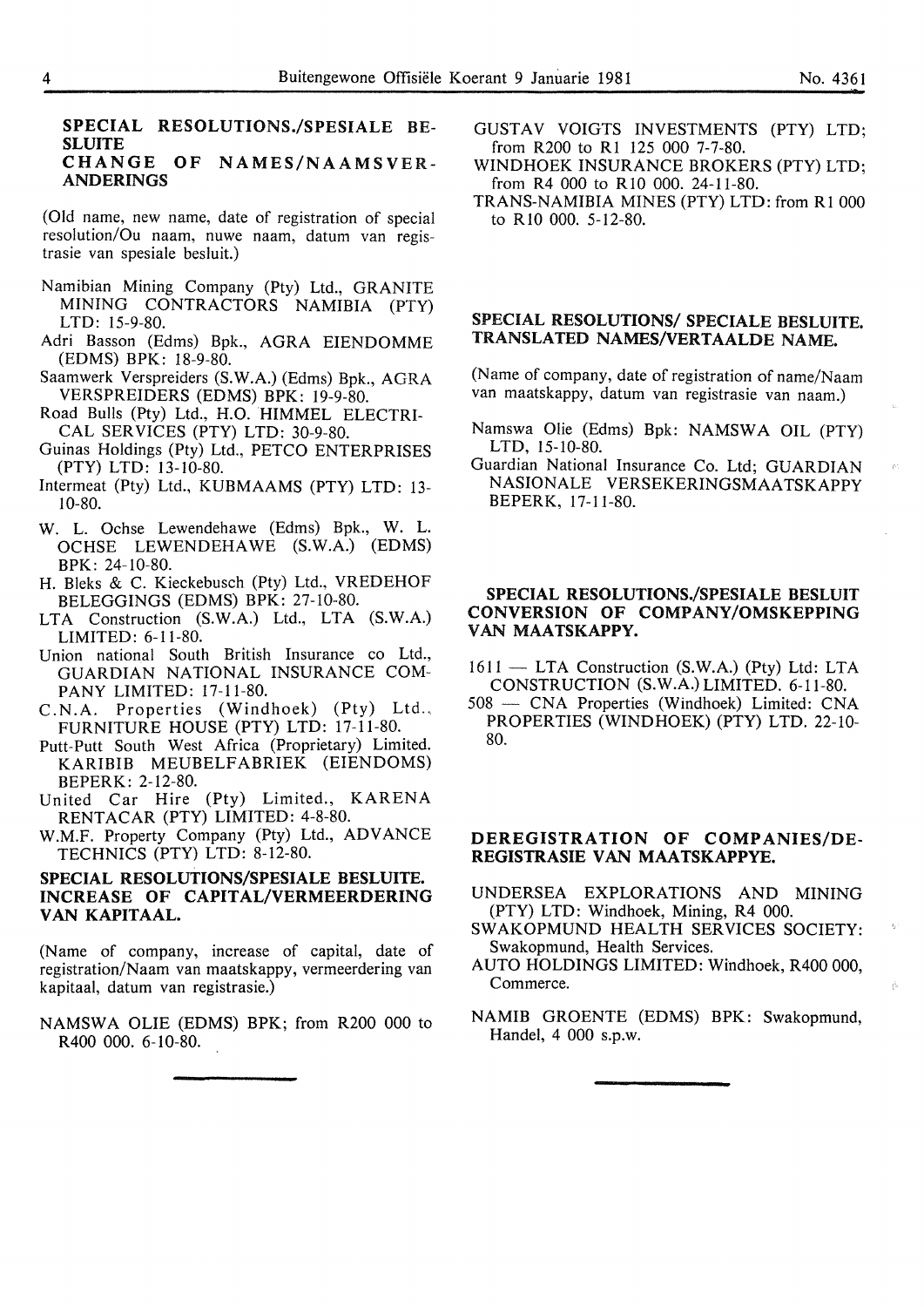## SPECIAL RESOLUTIONS./SPESIALE BESLUITE

## CHANGE OF NAMES/NAAMSVERANDERINGS

(Old name, new name, date of registration of special resolution/Ou naam, nuwe naam, datum van registrasie van spesiale besluit.)

Namibian Mining Company (Pty) Ltd., GRANITE MINING CONTRACTORS NAMIBIA (PTY) LTD: 15-9-80.

Adri Basson (Edms) Bpk., AGRA EIENDOMME (EDMS) BPK: 18-9-80.

Saamwerk Verspreiders (S.W.A.) (Edms) Bpk., AGRA VERSPREIDERS (EDMS) BPK: 19-9-80.

Road Bulls (Pty) Ltd., H.O. HIMMEL ELECTRICAL SERVICES (PTY) LTD: 30-9-80.

Guinas Holdings (Pty) Ltd., PETCO ENTERPRISES (PTY) LTD: 13-10-80.

Intermeat (Pty) Ltd., KUBMAAMS (PTY) LTD: 13-10-80.

W. L. Ochse Lewendehawe (Edms) Bpk., W. L. OCHSE LEWENDEHAWE (S.W.A.) (EDMS) BPK: 24-10-80.

H. Bleks & C. Kieckebusch (Pty) Ltd., VREDEHOF BELEGGINGS (EDMS) BPK: 27-10-80.

LTA Construction (S.W.A.) Ltd., LTA (S.W.A.) LIMITED: 6-11-80.

Union national South British Insurance co Ltd., GUARDIAN NATIONAL INSURANCE COMPANY LIMITED: 17-11-80.

C.N.A. Properties (Windhoek) (Pty) Ltd., FURNITURE HOUSE (PTY) LTD: 17-11-80.

Putt-Putt South West Africa (Proprietary) Limited. KARIBIB MEUBELFABRIEK (EIENDOMS) BEPERK: 2-12-80.

United Car Hire (Pty) Limited., KARENA RENTACAR (PTY) LIMITED: 4-8-80.

W.M.F. Property Company (Pty) Ltd., ADVANCE TECHNICS (PTY) LTD: 8-12-80.

## SPECIAL RESOLUTIONS/SPESIALE BESLUITE. INCREASE OF CAPITAL/VERMEERDERING VAN KAPITAAL.

(Name of company, increase of capital, date of registration/Naam van maatskappy, vermeerdering van kapitaal, datum van registrasie.)

NAMSWA OLIE (EDMS) BPK; from R200 000 to R400 000. 6-10-80.

GUSTAV VOIGTS INVESTMENTS (PTY) LTD; from R200 to R1 125 000 7-7-80.

WINDHOEK INSURANCE BROKERS (PTY) LTD; from R4 000 to R10 000. 24-11-80.

TRANS-NAMIBIA MINES (PTY) LTD: from R1 000 to R10 000. 5-12-80.

## SPECIAL RESOLUTIONS/ SPECIALE BESLUITE. TRANSLATED NAMES/VERTAALDE NAME.

(Name of company, date of registration of name/Naam van maatskappy, datum van registrasie van naam.)

Namswa Olie (Edms) Bpk: NAMSWA OIL (PTY) LTD, 15-10-80.

Guardian National Insurance Co. Ltd; GUARDIAN NASIONALE VERSEKERINGSMAATSKAPPY BEPERK, 17-11-80.

## SPECIAL RESOLUTIONS./SPESIALE BESLUIT CONVERSION OF COMPANY/OMSKEPPING VAN MAATSKAPPY.

1611 — LTA Construction (S.W.A.) (Pty) Ltd: LTA CONSTRUCTION (S.W.A.) LIMITED. 6-11-80.

508 — CNA Properties (Windhoek) Limited: CNA PROPERTIES (WINDHOEK) (PTY) LTD. 22-10-80.

## DEREGISTRATION OF COMPANIES/DEREGISTRASIE VAN MAATSKAPPYE.

UNDERSEA EXPLORATIONS AND MINING (PTY) LTD: Windhoek, Mining, R4 000.

SWAKOPMUND HEALTH SERVICES SOCIETY: Swakopmund, Health Services.

AUTO HOLDINGS LIMITED: Windhoek, R400 000, Commerce.

NAMIB GROENTE (EDMS) BPK: Swakopmund, Handel, 4 000 s.p.w.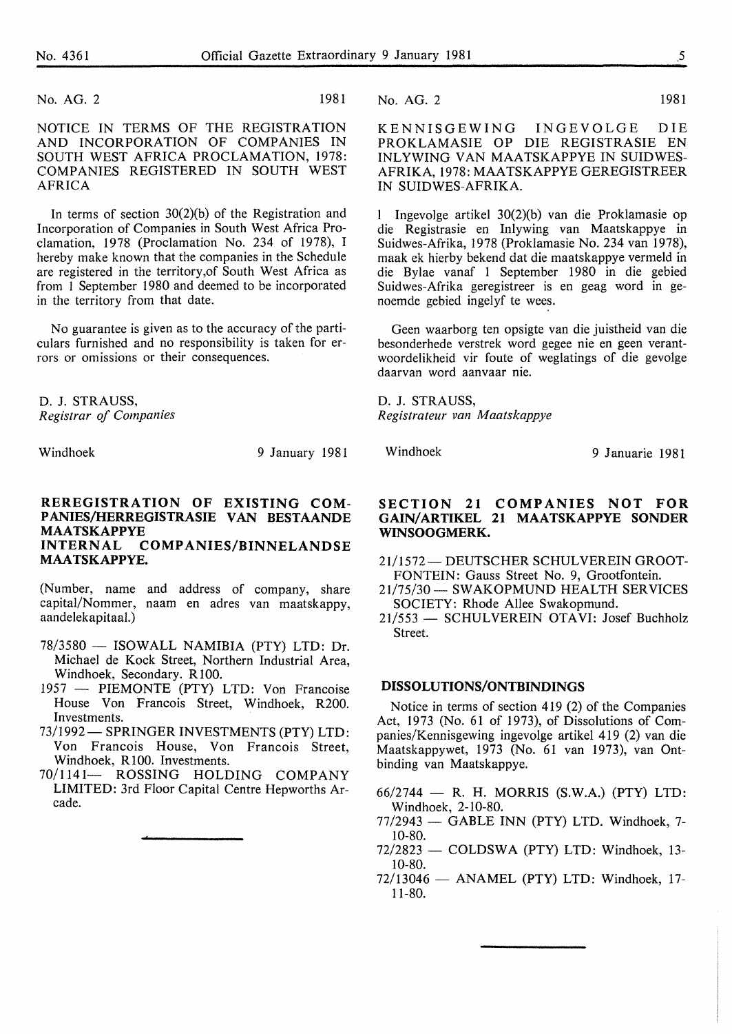No. AG. 2 1981

NOTICE IN TERMS OF THE REGISTRATION AND INCORPORATION OF COMPANIES IN SOUTH WEST AFRICA PROCLAMATION, 1978: COMPANIES REGISTERED IN SOUTH WEST AFRICA

In terms of section 30(2)(b) of the Registration and Incorporation of Companies in South West Africa Proclamation, 1978 (Proclamation No. 234 of 1978), I hereby make known that the companies in the Schedule are registered in the territory,of South West Africa as from 1 September 1980 and deemed to be incorporated in the territory from that date.

No guarantee is given as to the accuracy of the particulars furnished and no responsibility is taken for errors or omissions or their consequences.

D. J. STRAUSS,
*Registrar of Companies*

Windhoek 9 January 1981

No. AG. 2 1981

KENNISGEWING INGEVOLGE DIE PROKLAMASIE OP DIE REGISTRASIE EN INLYWING VAN MAATSKAPPYE IN SUIDWES-AFRIKA, 1978: MAATSKAPPYE GEREGISTREER IN SUIDWES-AFRIKA.

1 Ingevolge artikel 30(2)(b) van die Proklamasie op die Registrasie en Inlywing van Maatskappye in Suidwes-Afrika, 1978 (Proklamasie No. 234 van 1978), maak ek hierby bekend dat die maatskappye vermeld in die Bylae vanaf 1 September 1980 in die gebied Suidwes-Afrika geregistreer is en geag word in genoemde gebied ingelyf te wees.

Geen waarborg ten opsigte van die juistheid van die besonderhede verstrek word gegee nie en geen verantwoordelikheid vir foute of weglatings of die gevolge daarvan word aanvaar nie.

D. J. STRAUSS,
*Registrateur van Maatskappye*

Windhoek 9 Januarie 1981

**REREGISTRATION OF EXISTING COMPANIES/HERREGISTRASIE VAN BESTAANDE MAATSKAPPYE**
**INTERNAL COMPANIES/BINNELANDSE MAATSKAPPYE.**

(Number, name and address of company, share capital/Nommer, naam en adres van maatskappy, aandelekapitaal.)

78/3580 — ISOWALL NAMIBIA (PTY) LTD: Dr. Michael de Kock Street, Northern Industrial Area, Windhoek, Secondary. R100.

1957 — PIEMONTE (PTY) LTD: Von Francoise House Von Francois Street, Windhoek, R200. Investments.

73/1992 — SPRINGER INVESTMENTS (PTY) LTD: Von Francois House, Von Francois Street, Windhoek, R100. Investments.

70/1141— ROSSING HOLDING COMPANY LIMITED: 3rd Floor Capital Centre Hepworths Arcade.

**SECTION 21 COMPANIES NOT FOR GAIN/ARTIKEL 21 MAATSKAPPYE SONDER WINSOOGMERK.**

21/1572 — DEUTSCHER SCHULVEREIN GROOTFONTEIN: Gauss Street No. 9, Grootfontein.

21/75/30 — SWAKOPMUND HEALTH SERVICES SOCIETY: Rhode Allee Swakopmund.

21/553 — SCHULVEREIN OTAVI: Josef Buchholz Street.

**DISSOLUTIONS/ONTBINDINGS**

Notice in terms of section 419 (2) of the Companies Act, 1973 (No. 61 of 1973), of Dissolutions of Companies/Kennisgewing ingevolge artikel 419 (2) van die Maatskappywet, 1973 (No. 61 van 1973), van Ontbinding van Maatskappye.

66/2744 — R. H. MORRIS (S.W.A.) (PTY) LTD: Windhoek, 2-10-80.

77/2943 — GABLE INN (PTY) LTD. Windhoek, 7-10-80.

72/2823 — COLDSWA (PTY) LTD: Windhoek, 13-10-80.

72/13046 — ANAMEL (PTY) LTD: Windhoek, 17-11-80.